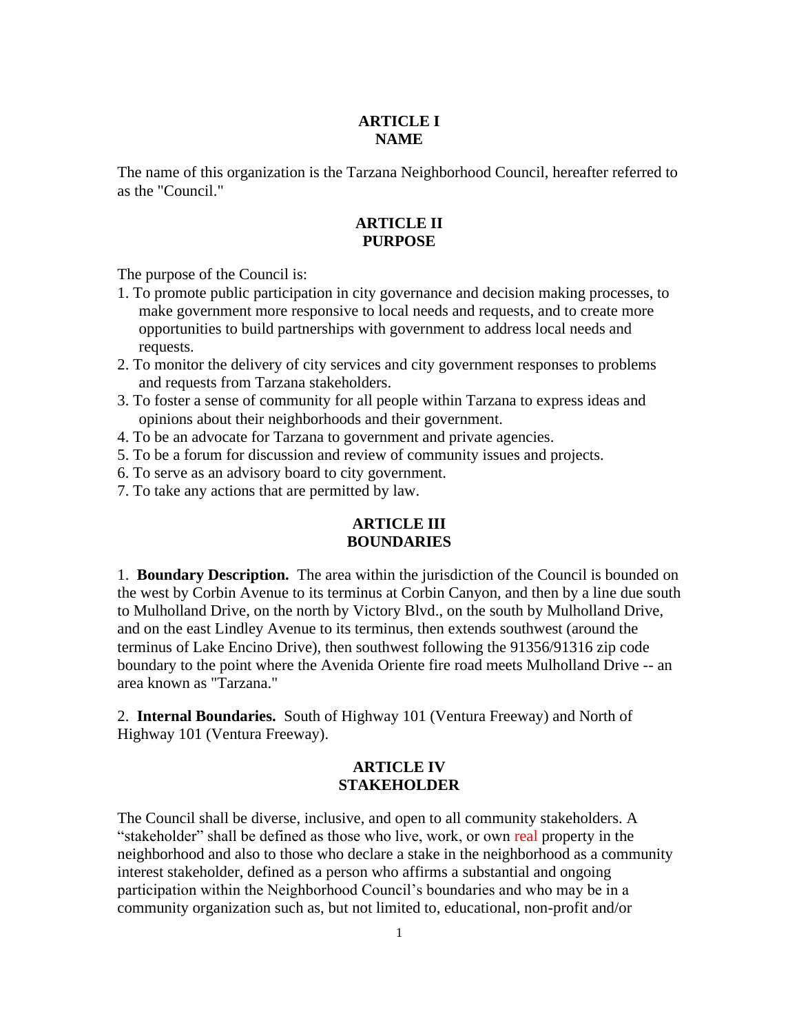## ARTICLE I
## NAME

The name of this organization is the Tarzana Neighborhood Council, hereafter referred to as the "Council."

## ARTICLE II
## PURPOSE

The purpose of the Council is:

1. To promote public participation in city governance and decision making processes, to make government more responsive to local needs and requests, and to create more opportunities to build partnerships with government to address local needs and requests.
2. To monitor the delivery of city services and city government responses to problems and requests from Tarzana stakeholders.
3. To foster a sense of community for all people within Tarzana to express ideas and opinions about their neighborhoods and their government.
4. To be an advocate for Tarzana to government and private agencies.
5. To be a forum for discussion and review of community issues and projects.
6. To serve as an advisory board to city government.
7. To take any actions that are permitted by law.

## ARTICLE III
## BOUNDARIES

1. **Boundary Description.** The area within the jurisdiction of the Council is bounded on the west by Corbin Avenue to its terminus at Corbin Canyon, and then by a line due south to Mulholland Drive, on the north by Victory Blvd., on the south by Mulholland Drive, and on the east Lindley Avenue to its terminus, then extends southwest (around the terminus of Lake Encino Drive), then southwest following the 91356/91316 zip code boundary to the point where the Avenida Oriente fire road meets Mulholland Drive -- an area known as "Tarzana."

2. **Internal Boundaries.** South of Highway 101 (Ventura Freeway) and North of Highway 101 (Ventura Freeway).

## ARTICLE IV
## STAKEHOLDER

The Council shall be diverse, inclusive, and open to all community stakeholders. A "stakeholder" shall be defined as those who live, work, or own real property in the neighborhood and also to those who declare a stake in the neighborhood as a community interest stakeholder, defined as a person who affirms a substantial and ongoing participation within the Neighborhood Council's boundaries and who may be in a community organization such as, but not limited to, educational, non-profit and/or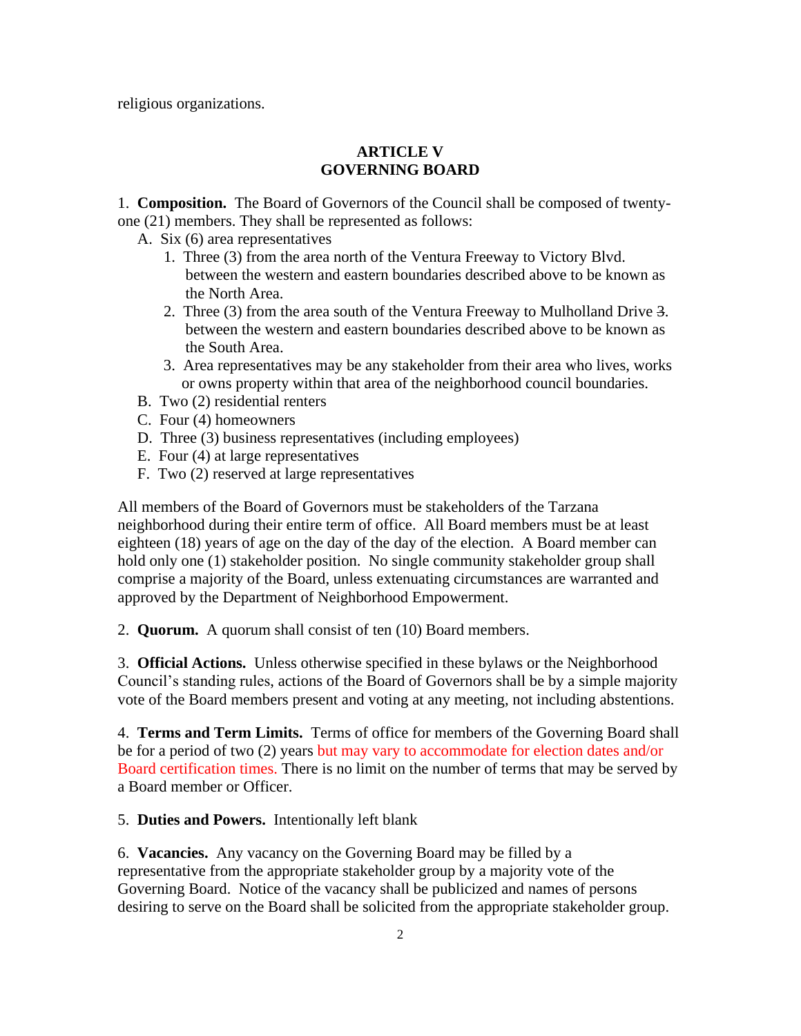religious organizations.

## ARTICLE V
## GOVERNING BOARD

1. **Composition.** The Board of Governors of the Council shall be composed of twenty-one (21) members. They shall be represented as follows:

   A. Six (6) area representatives

      1. Three (3) from the area north of the Ventura Freeway to Victory Blvd. between the western and eastern boundaries described above to be known as the North Area.
      2. Three (3) from the area south of the Ventura Freeway to Mulholland Drive ~~3~~. between the western and eastern boundaries described above to be known as the South Area.
      3. Area representatives may be any stakeholder from their area who lives, works or owns property within that area of the neighborhood council boundaries.

   B. Two (2) residential renters

   C. Four (4) homeowners

   D. Three (3) business representatives (including employees)

   E. Four (4) at large representatives

   F. Two (2) reserved at large representatives

All members of the Board of Governors must be stakeholders of the Tarzana neighborhood during their entire term of office. All Board members must be at least eighteen (18) years of age on the day of the day of the election. A Board member can hold only one (1) stakeholder position. No single community stakeholder group shall comprise a majority of the Board, unless extenuating circumstances are warranted and approved by the Department of Neighborhood Empowerment.

2. **Quorum.** A quorum shall consist of ten (10) Board members.

3. **Official Actions.** Unless otherwise specified in these bylaws or the Neighborhood Council's standing rules, actions of the Board of Governors shall be by a simple majority vote of the Board members present and voting at any meeting, not including abstentions.

4. **Terms and Term Limits.** Terms of office for members of the Governing Board shall be for a period of two (2) years but may vary to accommodate for election dates and/or Board certification times. There is no limit on the number of terms that may be served by a Board member or Officer.

5. **Duties and Powers.** Intentionally left blank

6. **Vacancies.** Any vacancy on the Governing Board may be filled by a representative from the appropriate stakeholder group by a majority vote of the Governing Board. Notice of the vacancy shall be publicized and names of persons desiring to serve on the Board shall be solicited from the appropriate stakeholder group.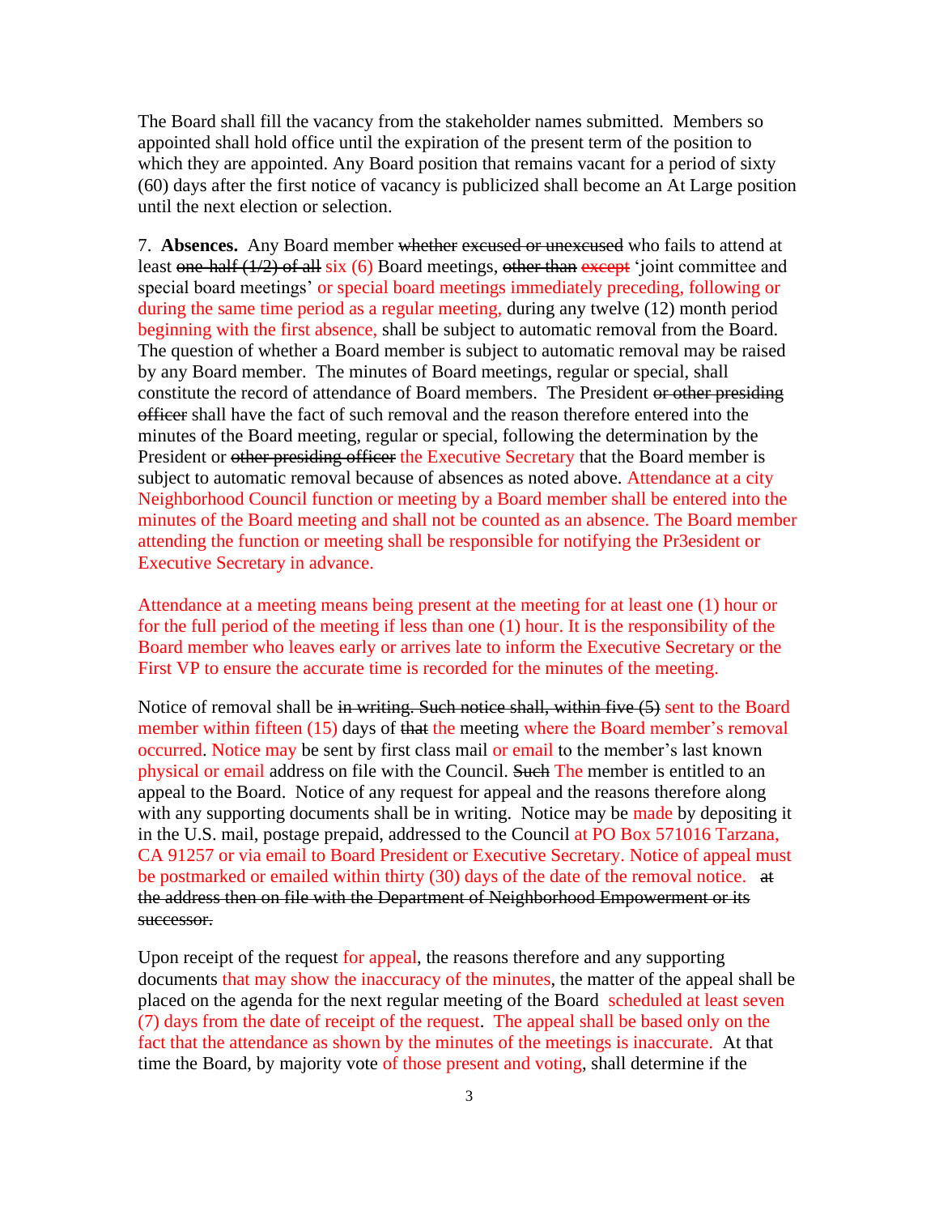The Board shall fill the vacancy from the stakeholder names submitted. Members so appointed shall hold office until the expiration of the present term of the position to which they are appointed. Any Board position that remains vacant for a period of sixty (60) days after the first notice of vacancy is publicized shall become an At Large position until the next election or selection.

7. **Absences.** Any Board member ~~whether excused or unexcused~~ who fails to attend at least ~~one-half (1/2) of all~~ six (6) Board meetings, ~~other than~~ ~~except~~ 'joint committee and special board meetings' or special board meetings immediately preceding, following or during the same time period as a regular meeting, during any twelve (12) month period beginning with the first absence, shall be subject to automatic removal from the Board. The question of whether a Board member is subject to automatic removal may be raised by any Board member. The minutes of Board meetings, regular or special, shall constitute the record of attendance of Board members. The President ~~or other presiding officer~~ shall have the fact of such removal and the reason therefore entered into the minutes of the Board meeting, regular or special, following the determination by the President or ~~other presiding officer~~ the Executive Secretary that the Board member is subject to automatic removal because of absences as noted above. Attendance at a city Neighborhood Council function or meeting by a Board member shall be entered into the minutes of the Board meeting and shall not be counted as an absence. The Board member attending the function or meeting shall be responsible for notifying the Pr3esident or Executive Secretary in advance.

Attendance at a meeting means being present at the meeting for at least one (1) hour or for the full period of the meeting if less than one (1) hour. It is the responsibility of the Board member who leaves early or arrives late to inform the Executive Secretary or the First VP to ensure the accurate time is recorded for the minutes of the meeting.

Notice of removal shall be ~~in writing. Such notice shall, within five (5)~~ sent to the Board member within fifteen (15) days of ~~that~~ the meeting where the Board member's removal occurred. Notice may be sent by first class mail or email to the member's last known physical or email address on file with the Council. ~~Such~~ The member is entitled to an appeal to the Board. Notice of any request for appeal and the reasons therefore along with any supporting documents shall be in writing. Notice may be made by depositing it in the U.S. mail, postage prepaid, addressed to the Council at PO Box 571016 Tarzana, CA 91257 or via email to Board President or Executive Secretary. Notice of appeal must be postmarked or emailed within thirty (30) days of the date of the removal notice. ~~at the address then on file with the Department of Neighborhood Empowerment or its successor.~~

Upon receipt of the request for appeal, the reasons therefore and any supporting documents that may show the inaccuracy of the minutes, the matter of the appeal shall be placed on the agenda for the next regular meeting of the Board scheduled at least seven (7) days from the date of receipt of the request. The appeal shall be based only on the fact that the attendance as shown by the minutes of the meetings is inaccurate. At that time the Board, by majority vote of those present and voting, shall determine if the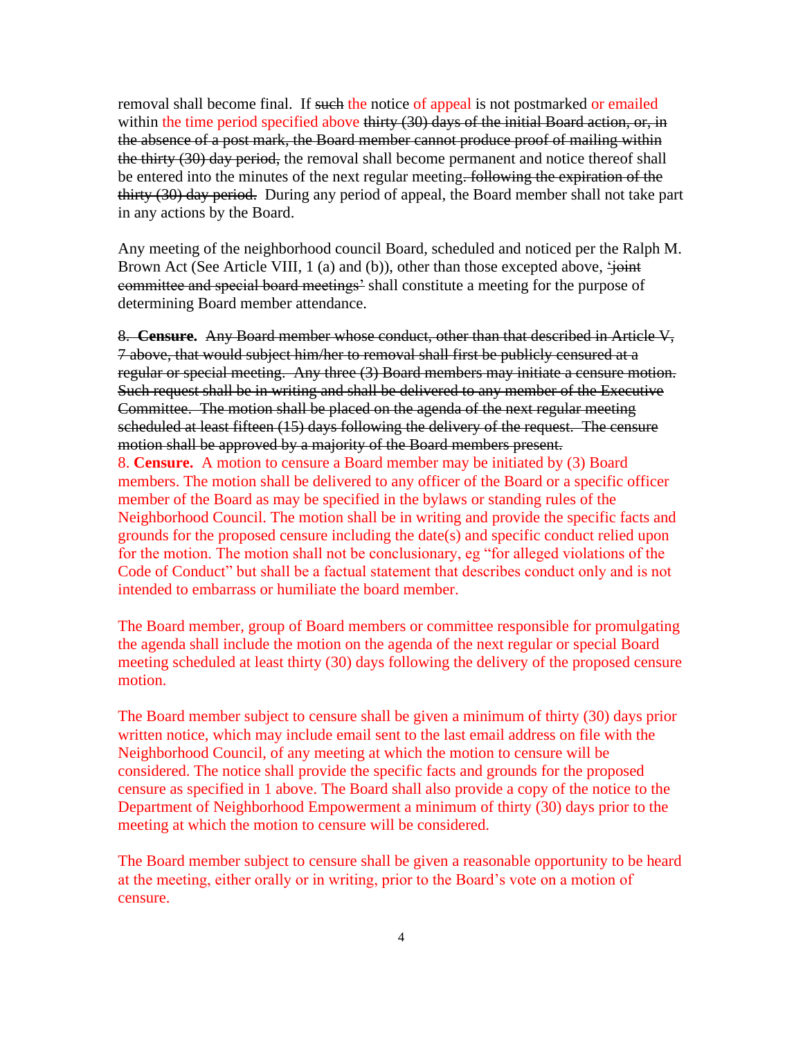removal shall become final. If ~~such~~ the notice of appeal is not postmarked or emailed within the time period specified above ~~thirty (30) days of the initial Board action, or, in the absence of a post mark, the Board member cannot produce proof of mailing within the thirty (30) day period,~~ the removal shall become permanent and notice thereof shall be entered into the minutes of the next regular meeting~~. following the expiration of the thirty (30) day period.~~ During any period of appeal, the Board member shall not take part in any actions by the Board.

Any meeting of the neighborhood council Board, scheduled and noticed per the Ralph M. Brown Act (See Article VIII, 1 (a) and (b)), other than those excepted above, ~~'joint committee and special board meetings'~~ shall constitute a meeting for the purpose of determining Board member attendance.

~~8. **Censure.** Any Board member whose conduct, other than that described in Article V, 7 above, that would subject him/her to removal shall first be publicly censured at a regular or special meeting. Any three (3) Board members may initiate a censure motion. Such request shall be in writing and shall be delivered to any member of the Executive Committee. The motion shall be placed on the agenda of the next regular meeting scheduled at least fifteen (15) days following the delivery of the request. The censure motion shall be approved by a majority of the Board members present.~~

8. **Censure.** A motion to censure a Board member may be initiated by (3) Board members. The motion shall be delivered to any officer of the Board or a specific officer member of the Board as may be specified in the bylaws or standing rules of the Neighborhood Council. The motion shall be in writing and provide the specific facts and grounds for the proposed censure including the date(s) and specific conduct relied upon for the motion. The motion shall not be conclusionary, eg "for alleged violations of the Code of Conduct" but shall be a factual statement that describes conduct only and is not intended to embarrass or humiliate the board member.

The Board member, group of Board members or committee responsible for promulgating the agenda shall include the motion on the agenda of the next regular or special Board meeting scheduled at least thirty (30) days following the delivery of the proposed censure motion.

The Board member subject to censure shall be given a minimum of thirty (30) days prior written notice, which may include email sent to the last email address on file with the Neighborhood Council, of any meeting at which the motion to censure will be considered. The notice shall provide the specific facts and grounds for the proposed censure as specified in 1 above. The Board shall also provide a copy of the notice to the Department of Neighborhood Empowerment a minimum of thirty (30) days prior to the meeting at which the motion to censure will be considered.

The Board member subject to censure shall be given a reasonable opportunity to be heard at the meeting, either orally or in writing, prior to the Board's vote on a motion of censure.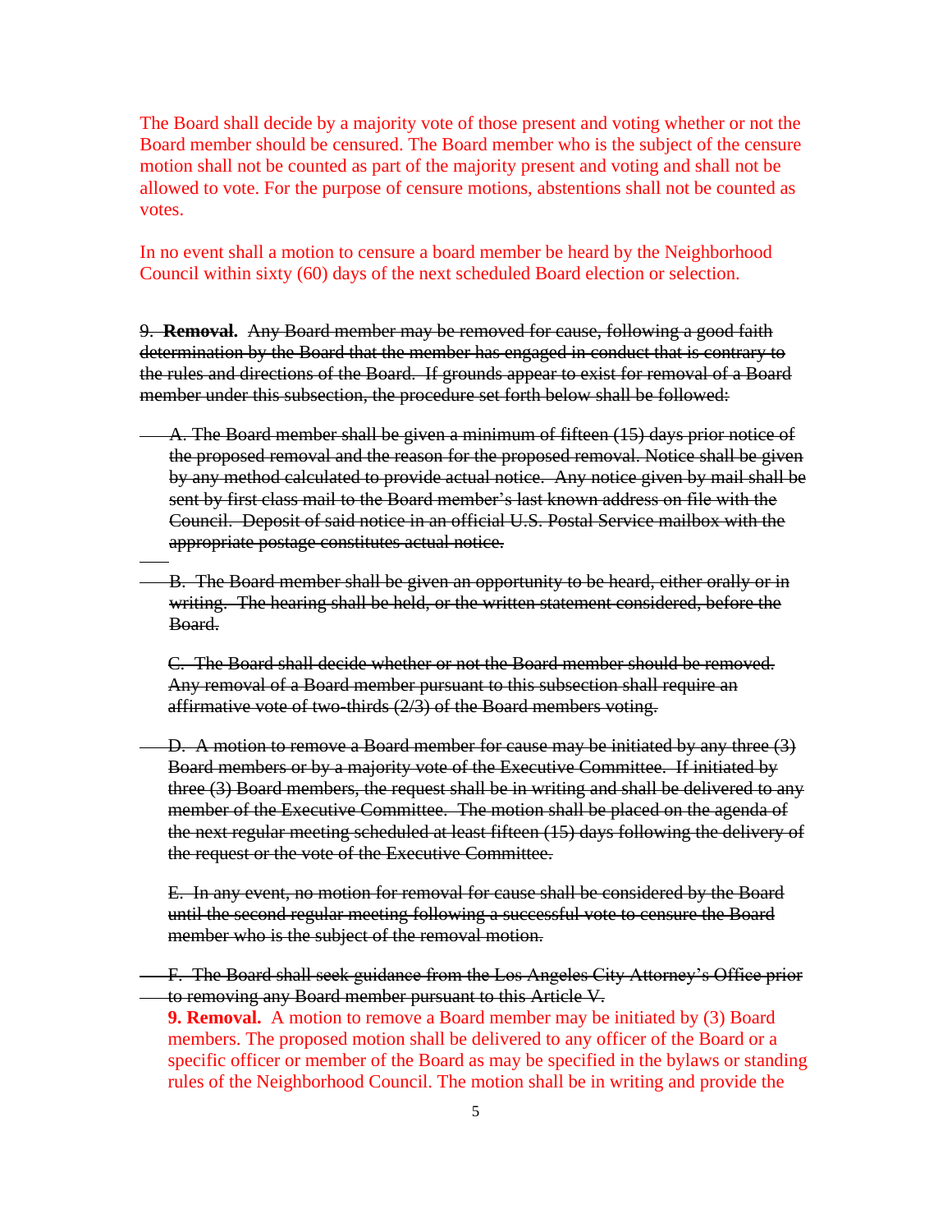The Board shall decide by a majority vote of those present and voting whether or not the Board member should be censured. The Board member who is the subject of the censure motion shall not be counted as part of the majority present and voting and shall not be allowed to vote. For the purpose of censure motions, abstentions shall not be counted as votes.

In no event shall a motion to censure a board member be heard by the Neighborhood Council within sixty (60) days of the next scheduled Board election or selection.

~~9. **Removal.** Any Board member may be removed for cause, following a good faith determination by the Board that the member has engaged in conduct that is contrary to the rules and directions of the Board. If grounds appear to exist for removal of a Board member under this subsection, the procedure set forth below shall be followed:~~

~~A. The Board member shall be given a minimum of fifteen (15) days prior notice of the proposed removal and the reason for the proposed removal. Notice shall be given by any method calculated to provide actual notice. Any notice given by mail shall be sent by first class mail to the Board member's last known address on file with the Council. Deposit of said notice in an official U.S. Postal Service mailbox with the appropriate postage constitutes actual notice.~~

~~B. The Board member shall be given an opportunity to be heard, either orally or in writing. The hearing shall be held, or the written statement considered, before the Board.~~

~~C. The Board shall decide whether or not the Board member should be removed. Any removal of a Board member pursuant to this subsection shall require an affirmative vote of two-thirds (2/3) of the Board members voting.~~

~~D. A motion to remove a Board member for cause may be initiated by any three (3) Board members or by a majority vote of the Executive Committee. If initiated by three (3) Board members, the request shall be in writing and shall be delivered to any member of the Executive Committee. The motion shall be placed on the agenda of the next regular meeting scheduled at least fifteen (15) days following the delivery of the request or the vote of the Executive Committee.~~

~~E. In any event, no motion for removal for cause shall be considered by the Board until the second regular meeting following a successful vote to censure the Board member who is the subject of the removal motion.~~

~~F. The Board shall seek guidance from the Los Angeles City Attorney's Office prior to removing any Board member pursuant to this Article V.~~

**9. Removal.** A motion to remove a Board member may be initiated by (3) Board members. The proposed motion shall be delivered to any officer of the Board or a specific officer or member of the Board as may be specified in the bylaws or standing rules of the Neighborhood Council. The motion shall be in writing and provide the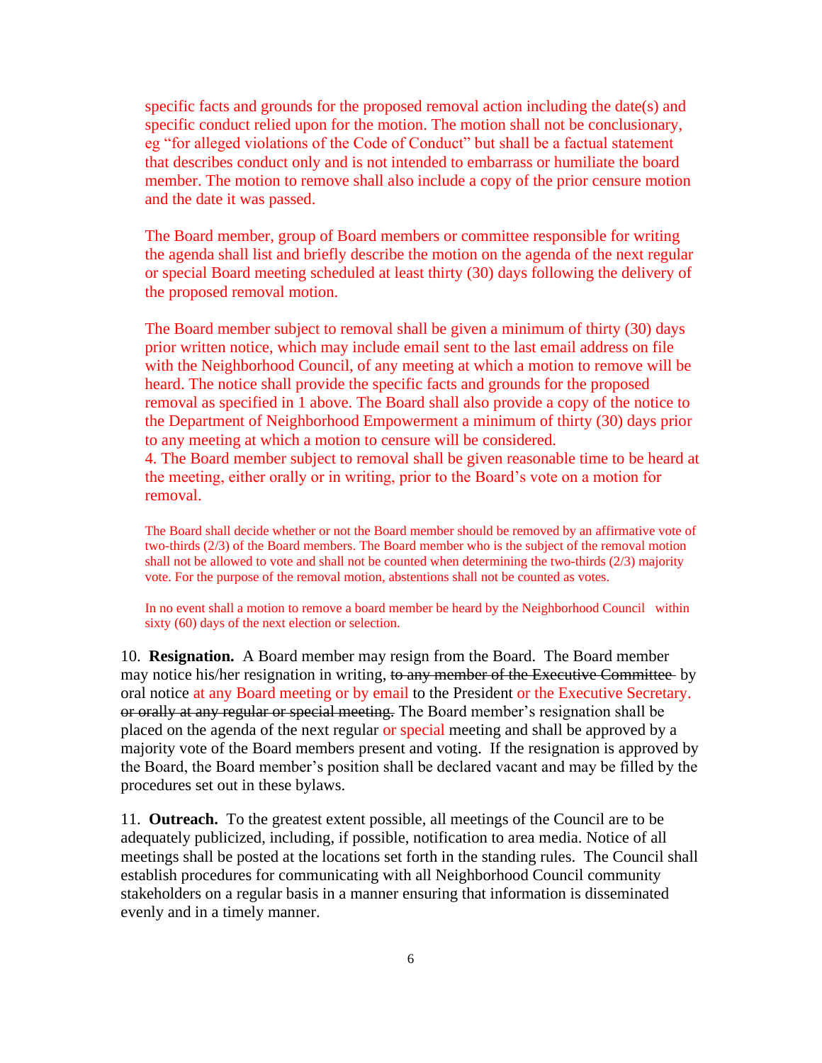specific facts and grounds for the proposed removal action including the date(s) and specific conduct relied upon for the motion. The motion shall not be conclusionary, eg "for alleged violations of the Code of Conduct" but shall be a factual statement that describes conduct only and is not intended to embarrass or humiliate the board member. The motion to remove shall also include a copy of the prior censure motion and the date it was passed.

The Board member, group of Board members or committee responsible for writing the agenda shall list and briefly describe the motion on the agenda of the next regular or special Board meeting scheduled at least thirty (30) days following the delivery of the proposed removal motion.

The Board member subject to removal shall be given a minimum of thirty (30) days prior written notice, which may include email sent to the last email address on file with the Neighborhood Council, of any meeting at which a motion to remove will be heard. The notice shall provide the specific facts and grounds for the proposed removal as specified in 1 above. The Board shall also provide a copy of the notice to the Department of Neighborhood Empowerment a minimum of thirty (30) days prior to any meeting at which a motion to censure will be considered.
4. The Board member subject to removal shall be given reasonable time to be heard at the meeting, either orally or in writing, prior to the Board's vote on a motion for removal.

The Board shall decide whether or not the Board member should be removed by an affirmative vote of two-thirds (2/3) of the Board members. The Board member who is the subject of the removal motion shall not be allowed to vote and shall not be counted when determining the two-thirds (2/3) majority vote. For the purpose of the removal motion, abstentions shall not be counted as votes.

In no event shall a motion to remove a board member be heard by the Neighborhood Council within sixty (60) days of the next election or selection.

10. **Resignation.** A Board member may resign from the Board. The Board member may notice his/her resignation in writing, ~~to any member of the Executive Committee~~ by oral notice at any Board meeting or by email to the President or the Executive Secretary. ~~or orally at any regular or special meeting.~~ The Board member's resignation shall be placed on the agenda of the next regular or special meeting and shall be approved by a majority vote of the Board members present and voting. If the resignation is approved by the Board, the Board member's position shall be declared vacant and may be filled by the procedures set out in these bylaws.

11. **Outreach.** To the greatest extent possible, all meetings of the Council are to be adequately publicized, including, if possible, notification to area media. Notice of all meetings shall be posted at the locations set forth in the standing rules. The Council shall establish procedures for communicating with all Neighborhood Council community stakeholders on a regular basis in a manner ensuring that information is disseminated evenly and in a timely manner.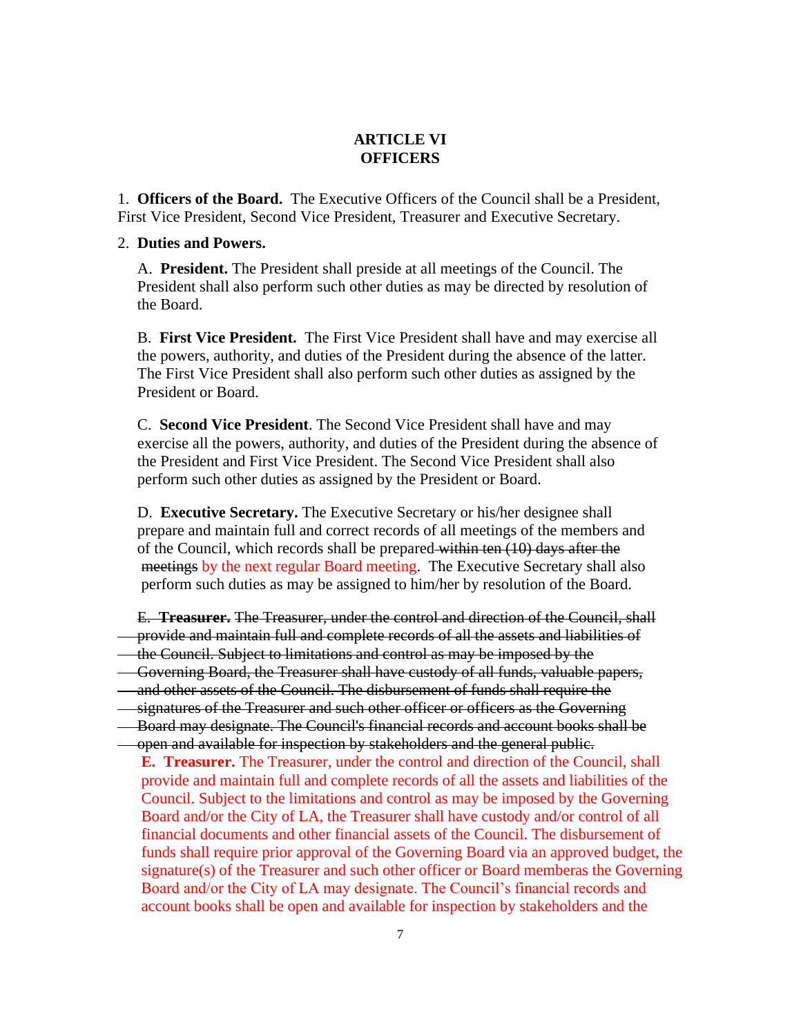## ARTICLE VI
## OFFICERS

1. **Officers of the Board.** The Executive Officers of the Council shall be a President, First Vice President, Second Vice President, Treasurer and Executive Secretary.

2. **Duties and Powers.**

A. **President.** The President shall preside at all meetings of the Council. The President shall also perform such other duties as may be directed by resolution of the Board.

B. **First Vice President.** The First Vice President shall have and may exercise all the powers, authority, and duties of the President during the absence of the latter. The First Vice President shall also perform such other duties as assigned by the President or Board.

C. **Second Vice President**. The Second Vice President shall have and may exercise all the powers, authority, and duties of the President during the absence of the President and First Vice President. The Second Vice President shall also perform such other duties as assigned by the President or Board.

D. **Executive Secretary.** The Executive Secretary or his/her designee shall prepare and maintain full and correct records of all meetings of the members and of the Council, which records shall be prepared ~~within ten (10) days after the meetings~~ by the next regular Board meeting. The Executive Secretary shall also perform such duties as may be assigned to him/her by resolution of the Board.

~~E. **Treasurer.** The Treasurer, under the control and direction of the Council, shall provide and maintain full and complete records of all the assets and liabilities of the Council. Subject to limitations and control as may be imposed by the Governing Board, the Treasurer shall have custody of all funds, valuable papers, and other assets of the Council. The disbursement of funds shall require the signatures of the Treasurer and such other officer or officers as the Governing Board may designate. The Council's financial records and account books shall be open and available for inspection by stakeholders and the general public.~~

E. **Treasurer.** The Treasurer, under the control and direction of the Council, shall provide and maintain full and complete records of all the assets and liabilities of the Council. Subject to the limitations and control as may be imposed by the Governing Board and/or the City of LA, the Treasurer shall have custody and/or control of all financial documents and other financial assets of the Council. The disbursement of funds shall require prior approval of the Governing Board via an approved budget, the signature(s) of the Treasurer and such other officer or Board memberas the Governing Board and/or the City of LA may designate. The Council's financial records and account books shall be open and available for inspection by stakeholders and the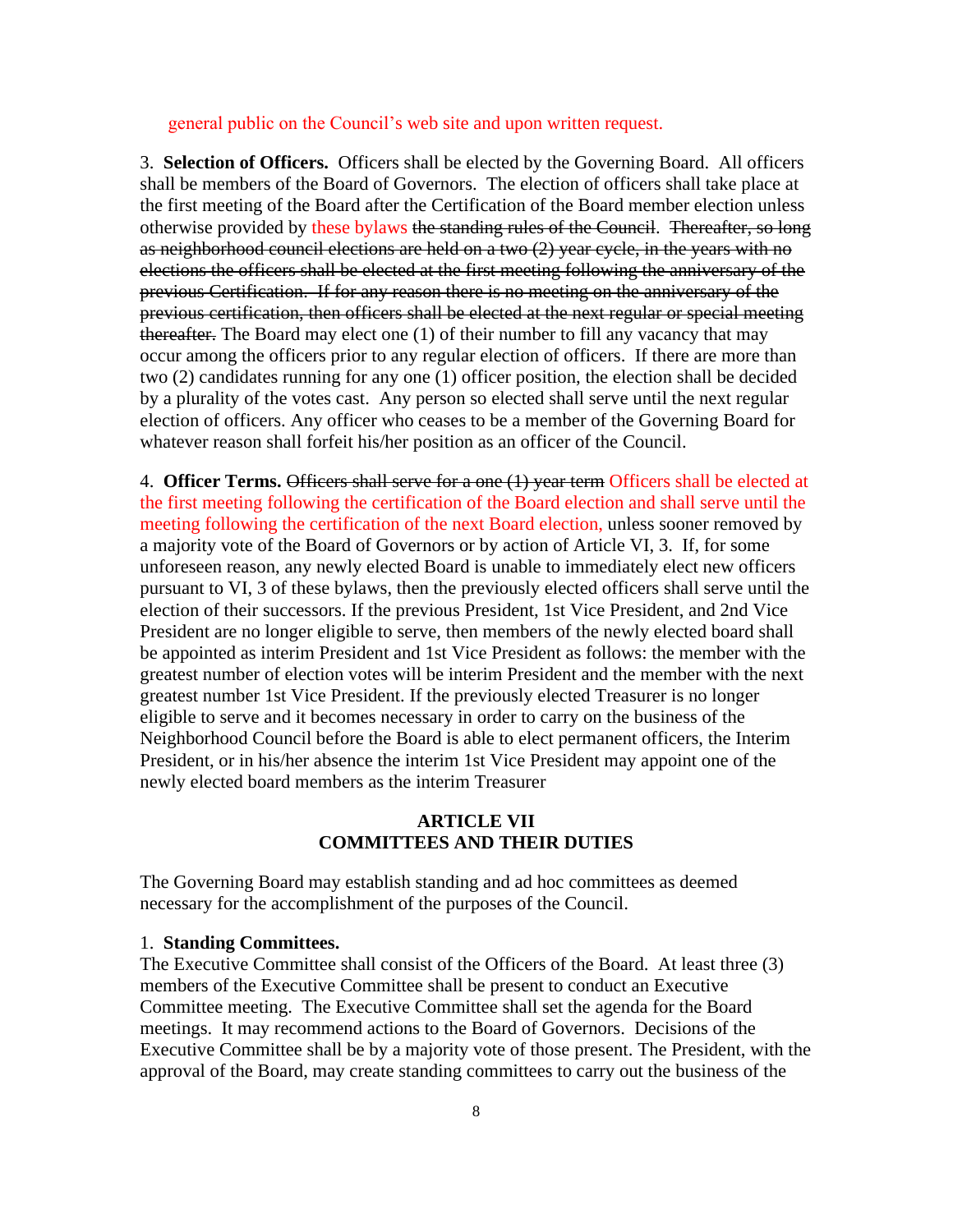general public on the Council's web site and upon written request.

3. **Selection of Officers.** Officers shall be elected by the Governing Board. All officers shall be members of the Board of Governors. The election of officers shall take place at the first meeting of the Board after the Certification of the Board member election unless otherwise provided by these bylaws ~~the standing rules of the Council~~. ~~Thereafter, so long as neighborhood council elections are held on a two (2) year cycle, in the years with no elections the officers shall be elected at the first meeting following the anniversary of the previous Certification. If for any reason there is no meeting on the anniversary of the previous certification, then officers shall be elected at the next regular or special meeting thereafter.~~ The Board may elect one (1) of their number to fill any vacancy that may occur among the officers prior to any regular election of officers. If there are more than two (2) candidates running for any one (1) officer position, the election shall be decided by a plurality of the votes cast. Any person so elected shall serve until the next regular election of officers. Any officer who ceases to be a member of the Governing Board for whatever reason shall forfeit his/her position as an officer of the Council.

4. **Officer Terms.** ~~Officers shall serve for a one (1) year term~~ Officers shall be elected at the first meeting following the certification of the Board election and shall serve until the meeting following the certification of the next Board election, unless sooner removed by a majority vote of the Board of Governors or by action of Article VI, 3. If, for some unforeseen reason, any newly elected Board is unable to immediately elect new officers pursuant to VI, 3 of these bylaws, then the previously elected officers shall serve until the election of their successors. If the previous President, 1st Vice President, and 2nd Vice President are no longer eligible to serve, then members of the newly elected board shall be appointed as interim President and 1st Vice President as follows: the member with the greatest number of election votes will be interim President and the member with the next greatest number 1st Vice President. If the previously elected Treasurer is no longer eligible to serve and it becomes necessary in order to carry on the business of the Neighborhood Council before the Board is able to elect permanent officers, the Interim President, or in his/her absence the interim 1st Vice President may appoint one of the newly elected board members as the interim Treasurer

## ARTICLE VII
## COMMITTEES AND THEIR DUTIES

The Governing Board may establish standing and ad hoc committees as deemed necessary for the accomplishment of the purposes of the Council.

1. **Standing Committees.**

The Executive Committee shall consist of the Officers of the Board. At least three (3) members of the Executive Committee shall be present to conduct an Executive Committee meeting. The Executive Committee shall set the agenda for the Board meetings. It may recommend actions to the Board of Governors. Decisions of the Executive Committee shall be by a majority vote of those present. The President, with the approval of the Board, may create standing committees to carry out the business of the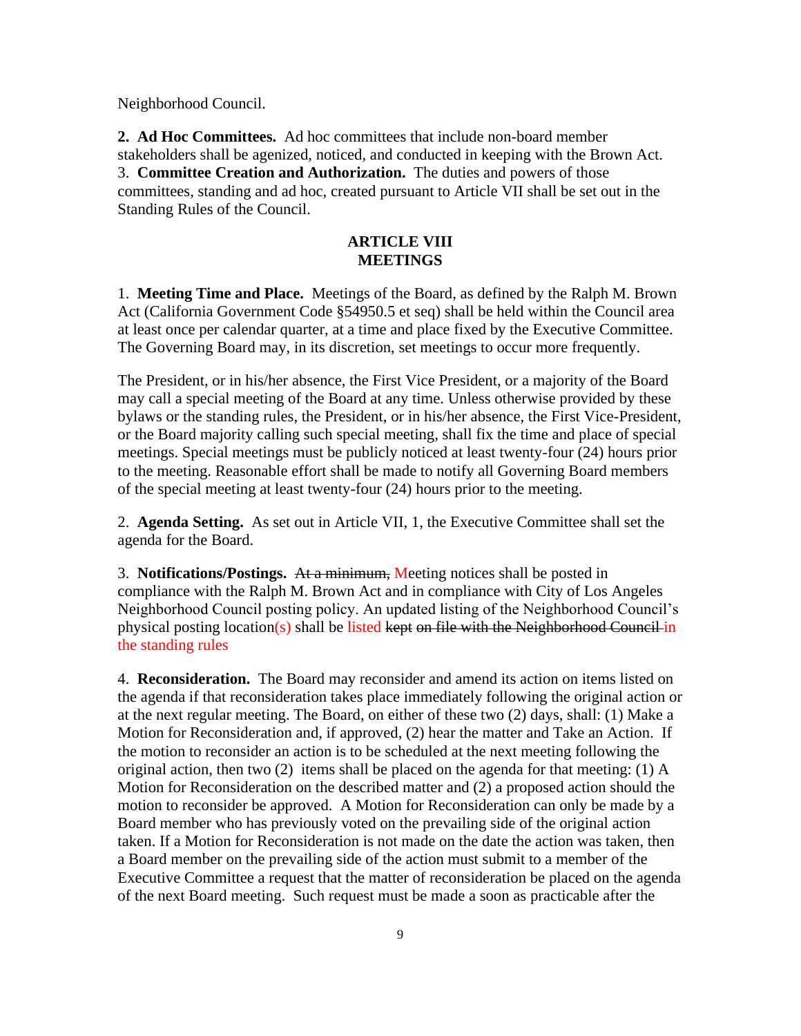Neighborhood Council.

**2. Ad Hoc Committees.** Ad hoc committees that include non-board member stakeholders shall be agenized, noticed, and conducted in keeping with the Brown Act.

3. **Committee Creation and Authorization.** The duties and powers of those committees, standing and ad hoc, created pursuant to Article VII shall be set out in the Standing Rules of the Council.

## ARTICLE VIII
## MEETINGS

1. **Meeting Time and Place.** Meetings of the Board, as defined by the Ralph M. Brown Act (California Government Code §54950.5 et seq) shall be held within the Council area at least once per calendar quarter, at a time and place fixed by the Executive Committee. The Governing Board may, in its discretion, set meetings to occur more frequently.

The President, or in his/her absence, the First Vice President, or a majority of the Board may call a special meeting of the Board at any time. Unless otherwise provided by these bylaws or the standing rules, the President, or in his/her absence, the First Vice-President, or the Board majority calling such special meeting, shall fix the time and place of special meetings. Special meetings must be publicly noticed at least twenty-four (24) hours prior to the meeting. Reasonable effort shall be made to notify all Governing Board members of the special meeting at least twenty-four (24) hours prior to the meeting.

2. **Agenda Setting.** As set out in Article VII, 1, the Executive Committee shall set the agenda for the Board.

3. **Notifications/Postings.** ~~At a minimum,~~ Meeting notices shall be posted in compliance with the Ralph M. Brown Act and in compliance with City of Los Angeles Neighborhood Council posting policy. An updated listing of the Neighborhood Council's physical posting location(s) shall be listed ~~kept on file with the Neighborhood Council~~ in the standing rules

4. **Reconsideration.** The Board may reconsider and amend its action on items listed on the agenda if that reconsideration takes place immediately following the original action or at the next regular meeting. The Board, on either of these two (2) days, shall: (1) Make a Motion for Reconsideration and, if approved, (2) hear the matter and Take an Action. If the motion to reconsider an action is to be scheduled at the next meeting following the original action, then two (2) items shall be placed on the agenda for that meeting: (1) A Motion for Reconsideration on the described matter and (2) a proposed action should the motion to reconsider be approved. A Motion for Reconsideration can only be made by a Board member who has previously voted on the prevailing side of the original action taken. If a Motion for Reconsideration is not made on the date the action was taken, then a Board member on the prevailing side of the action must submit to a member of the Executive Committee a request that the matter of reconsideration be placed on the agenda of the next Board meeting. Such request must be made a soon as practicable after the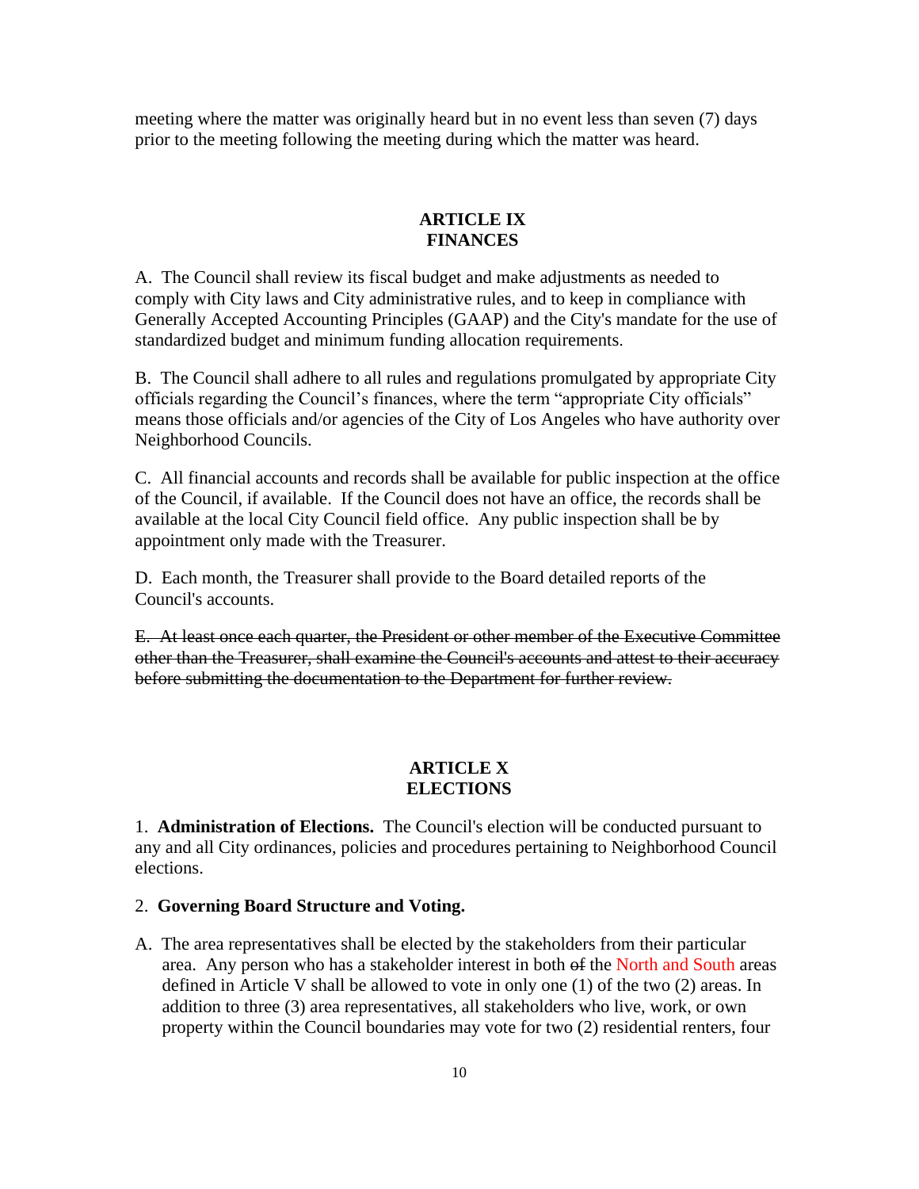meeting where the matter was originally heard but in no event less than seven (7) days prior to the meeting following the meeting during which the matter was heard.

## ARTICLE IX
## FINANCES

A. The Council shall review its fiscal budget and make adjustments as needed to comply with City laws and City administrative rules, and to keep in compliance with Generally Accepted Accounting Principles (GAAP) and the City's mandate for the use of standardized budget and minimum funding allocation requirements.

B. The Council shall adhere to all rules and regulations promulgated by appropriate City officials regarding the Council's finances, where the term "appropriate City officials" means those officials and/or agencies of the City of Los Angeles who have authority over Neighborhood Councils.

C. All financial accounts and records shall be available for public inspection at the office of the Council, if available. If the Council does not have an office, the records shall be available at the local City Council field office. Any public inspection shall be by appointment only made with the Treasurer.

D. Each month, the Treasurer shall provide to the Board detailed reports of the Council's accounts.

~~E. At least once each quarter, the President or other member of the Executive Committee other than the Treasurer, shall examine the Council's accounts and attest to their accuracy before submitting the documentation to the Department for further review.~~

## ARTICLE X
## ELECTIONS

1. **Administration of Elections.** The Council's election will be conducted pursuant to any and all City ordinances, policies and procedures pertaining to Neighborhood Council elections.

2. **Governing Board Structure and Voting.**

A. The area representatives shall be elected by the stakeholders from their particular area. Any person who has a stakeholder interest in both ~~of~~ the North and South areas defined in Article V shall be allowed to vote in only one (1) of the two (2) areas. In addition to three (3) area representatives, all stakeholders who live, work, or own property within the Council boundaries may vote for two (2) residential renters, four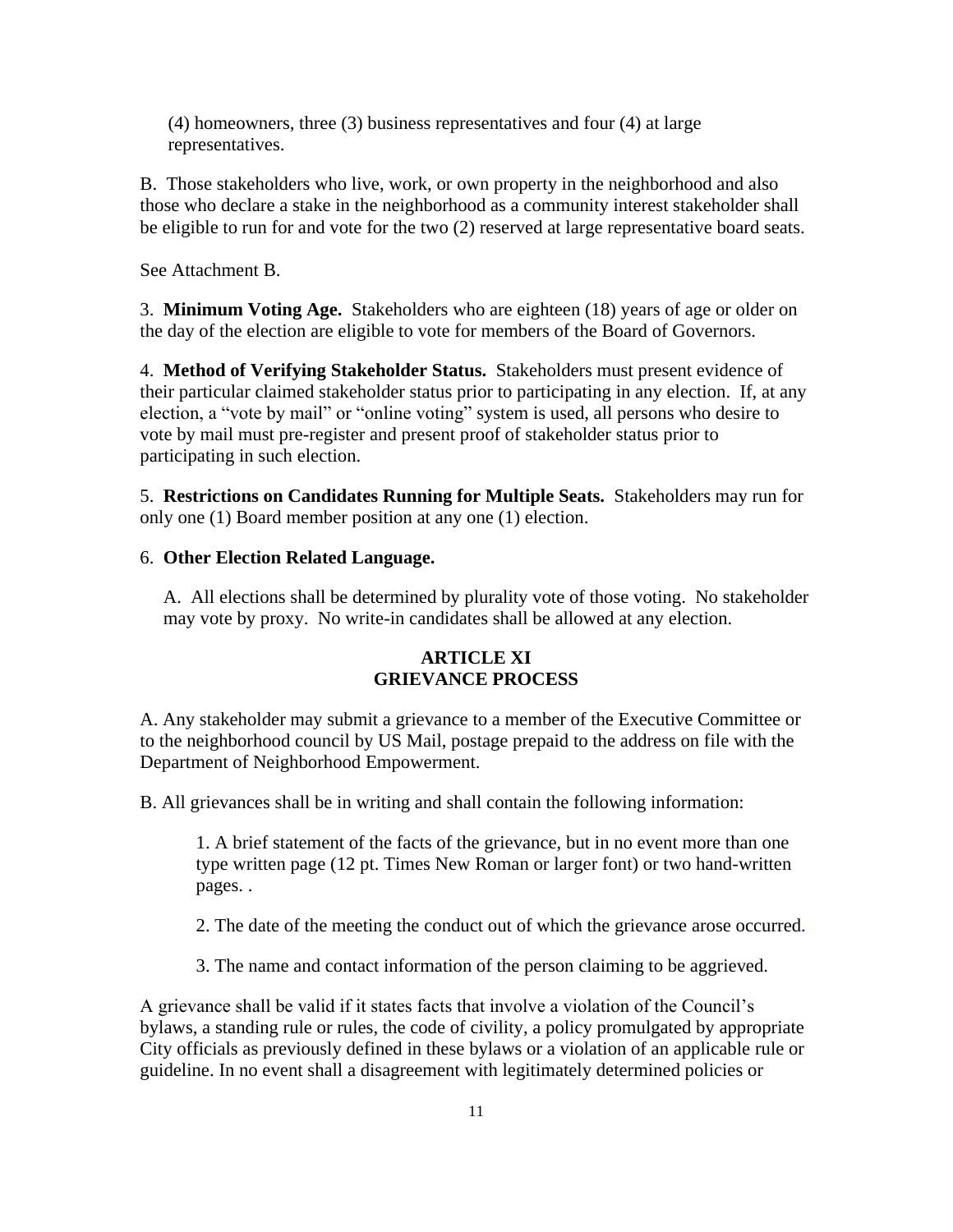(4) homeowners, three (3) business representatives and four (4) at large representatives.

B. Those stakeholders who live, work, or own property in the neighborhood and also those who declare a stake in the neighborhood as a community interest stakeholder shall be eligible to run for and vote for the two (2) reserved at large representative board seats.

See Attachment B.

3. **Minimum Voting Age.** Stakeholders who are eighteen (18) years of age or older on the day of the election are eligible to vote for members of the Board of Governors.

4. **Method of Verifying Stakeholder Status.** Stakeholders must present evidence of their particular claimed stakeholder status prior to participating in any election. If, at any election, a "vote by mail" or "online voting" system is used, all persons who desire to vote by mail must pre-register and present proof of stakeholder status prior to participating in such election.

5. **Restrictions on Candidates Running for Multiple Seats.** Stakeholders may run for only one (1) Board member position at any one (1) election.

6. **Other Election Related Language.**

A. All elections shall be determined by plurality vote of those voting. No stakeholder may vote by proxy. No write-in candidates shall be allowed at any election.

## ARTICLE XI
## GRIEVANCE PROCESS

A. Any stakeholder may submit a grievance to a member of the Executive Committee or to the neighborhood council by US Mail, postage prepaid to the address on file with the Department of Neighborhood Empowerment.

B. All grievances shall be in writing and shall contain the following information:

1. A brief statement of the facts of the grievance, but in no event more than one type written page (12 pt. Times New Roman or larger font) or two hand-written pages. .

2. The date of the meeting the conduct out of which the grievance arose occurred.

3. The name and contact information of the person claiming to be aggrieved.

A grievance shall be valid if it states facts that involve a violation of the Council's bylaws, a standing rule or rules, the code of civility, a policy promulgated by appropriate City officials as previously defined in these bylaws or a violation of an applicable rule or guideline. In no event shall a disagreement with legitimately determined policies or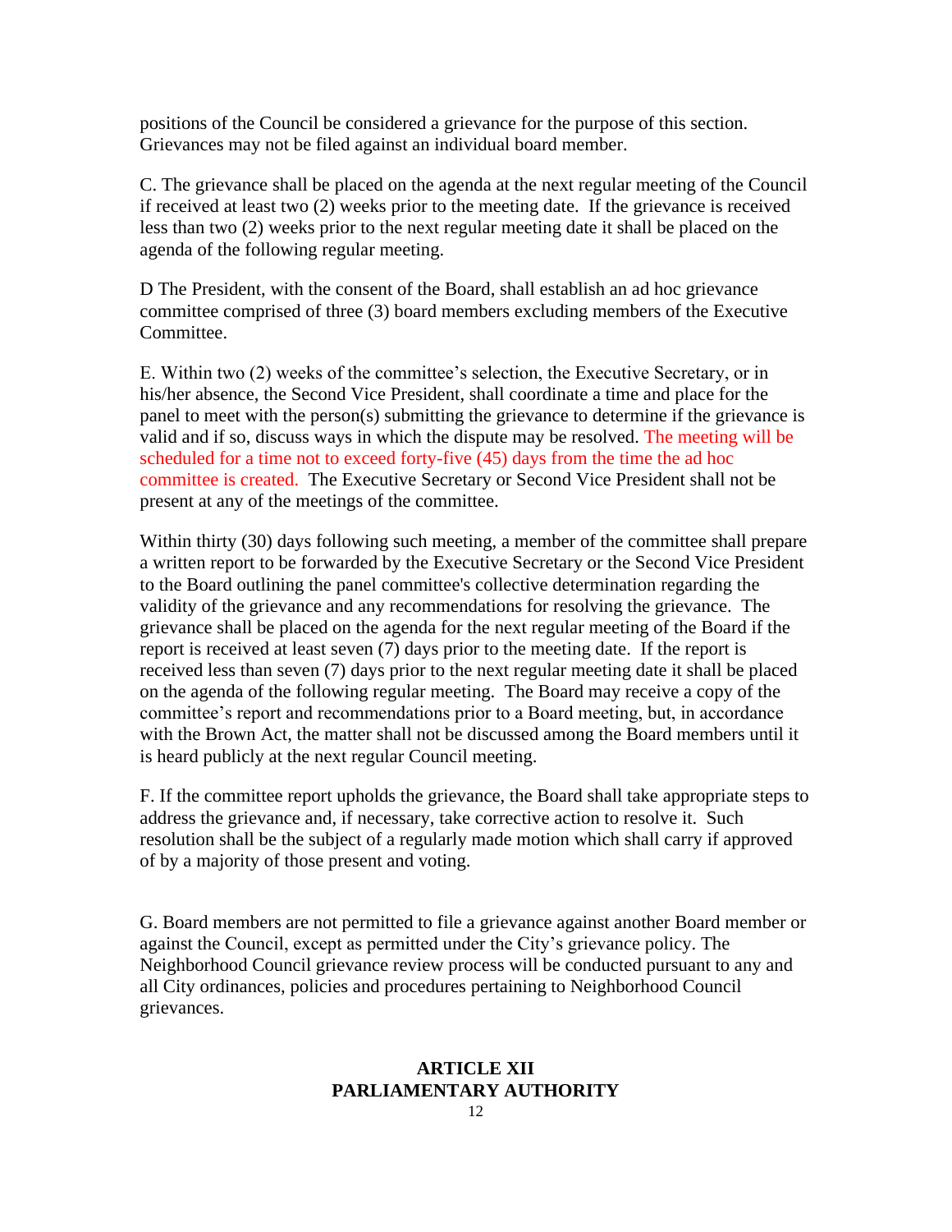positions of the Council be considered a grievance for the purpose of this section. Grievances may not be filed against an individual board member.

C. The grievance shall be placed on the agenda at the next regular meeting of the Council if received at least two (2) weeks prior to the meeting date. If the grievance is received less than two (2) weeks prior to the next regular meeting date it shall be placed on the agenda of the following regular meeting.

D The President, with the consent of the Board, shall establish an ad hoc grievance committee comprised of three (3) board members excluding members of the Executive Committee.

E. Within two (2) weeks of the committee's selection, the Executive Secretary, or in his/her absence, the Second Vice President, shall coordinate a time and place for the panel to meet with the person(s) submitting the grievance to determine if the grievance is valid and if so, discuss ways in which the dispute may be resolved. The meeting will be scheduled for a time not to exceed forty-five (45) days from the time the ad hoc committee is created. The Executive Secretary or Second Vice President shall not be present at any of the meetings of the committee.

Within thirty (30) days following such meeting, a member of the committee shall prepare a written report to be forwarded by the Executive Secretary or the Second Vice President to the Board outlining the panel committee's collective determination regarding the validity of the grievance and any recommendations for resolving the grievance. The grievance shall be placed on the agenda for the next regular meeting of the Board if the report is received at least seven (7) days prior to the meeting date. If the report is received less than seven (7) days prior to the next regular meeting date it shall be placed on the agenda of the following regular meeting. The Board may receive a copy of the committee's report and recommendations prior to a Board meeting, but, in accordance with the Brown Act, the matter shall not be discussed among the Board members until it is heard publicly at the next regular Council meeting.

F. If the committee report upholds the grievance, the Board shall take appropriate steps to address the grievance and, if necessary, take corrective action to resolve it. Such resolution shall be the subject of a regularly made motion which shall carry if approved of by a majority of those present and voting.

G. Board members are not permitted to file a grievance against another Board member or against the Council, except as permitted under the City's grievance policy. The Neighborhood Council grievance review process will be conducted pursuant to any and all City ordinances, policies and procedures pertaining to Neighborhood Council grievances.

## ARTICLE XII
## PARLIAMENTARY AUTHORITY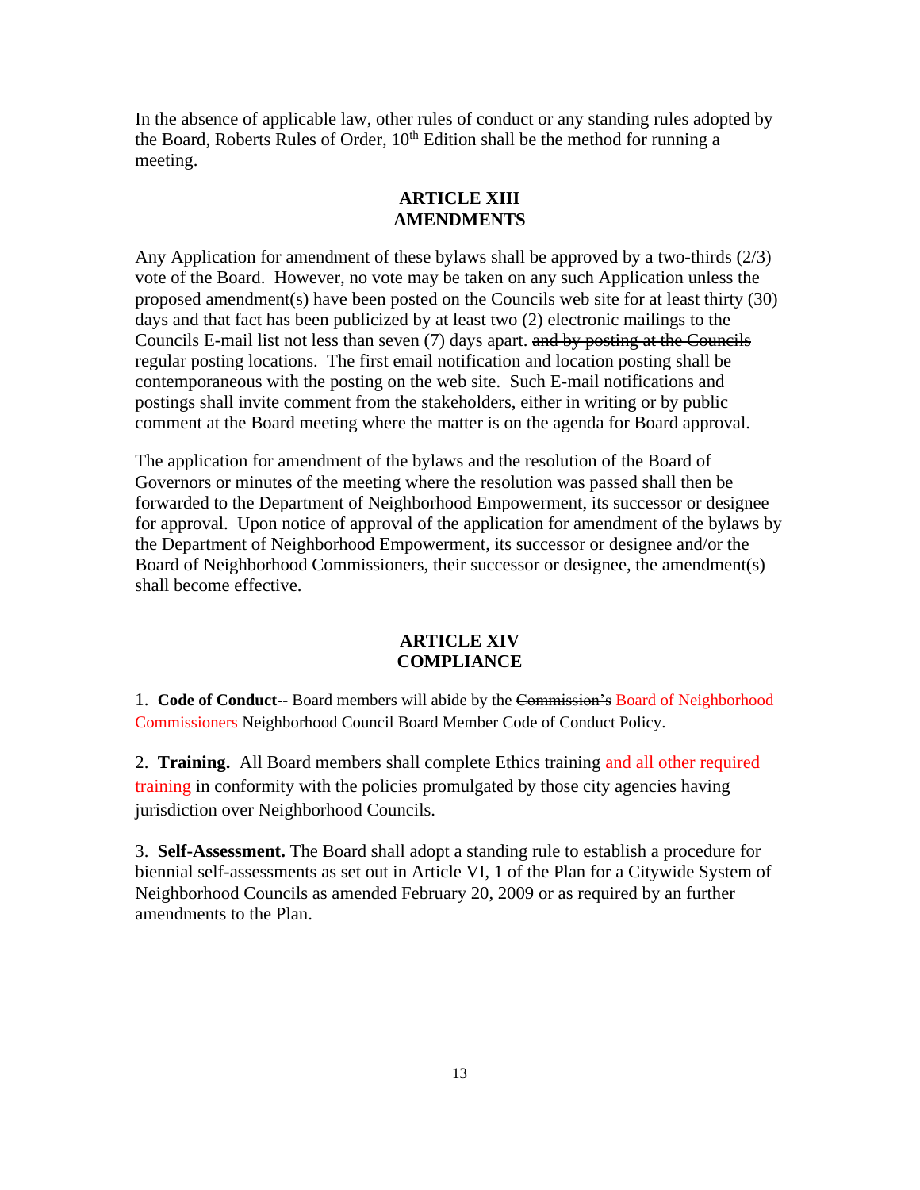In the absence of applicable law, other rules of conduct or any standing rules adopted by the Board, Roberts Rules of Order, 10th Edition shall be the method for running a meeting.

## ARTICLE XIII
## AMENDMENTS

Any Application for amendment of these bylaws shall be approved by a two-thirds (2/3) vote of the Board. However, no vote may be taken on any such Application unless the proposed amendment(s) have been posted on the Councils web site for at least thirty (30) days and that fact has been publicized by at least two (2) electronic mailings to the Councils E-mail list not less than seven (7) days apart. ~~and by posting at the Councils regular posting locations.~~ The first email notification ~~and location posting~~ shall be contemporaneous with the posting on the web site. Such E-mail notifications and postings shall invite comment from the stakeholders, either in writing or by public comment at the Board meeting where the matter is on the agenda for Board approval.

The application for amendment of the bylaws and the resolution of the Board of Governors or minutes of the meeting where the resolution was passed shall then be forwarded to the Department of Neighborhood Empowerment, its successor or designee for approval. Upon notice of approval of the application for amendment of the bylaws by the Department of Neighborhood Empowerment, its successor or designee and/or the Board of Neighborhood Commissioners, their successor or designee, the amendment(s) shall become effective.

## ARTICLE XIV
## COMPLIANCE

1. **Code of Conduct**-- Board members will abide by the ~~Commission's~~ Board of Neighborhood Commissioners Neighborhood Council Board Member Code of Conduct Policy.

2. **Training.** All Board members shall complete Ethics training and all other required training in conformity with the policies promulgated by those city agencies having jurisdiction over Neighborhood Councils.

3. **Self-Assessment.** The Board shall adopt a standing rule to establish a procedure for biennial self-assessments as set out in Article VI, 1 of the Plan for a Citywide System of Neighborhood Councils as amended February 20, 2009 or as required by an further amendments to the Plan.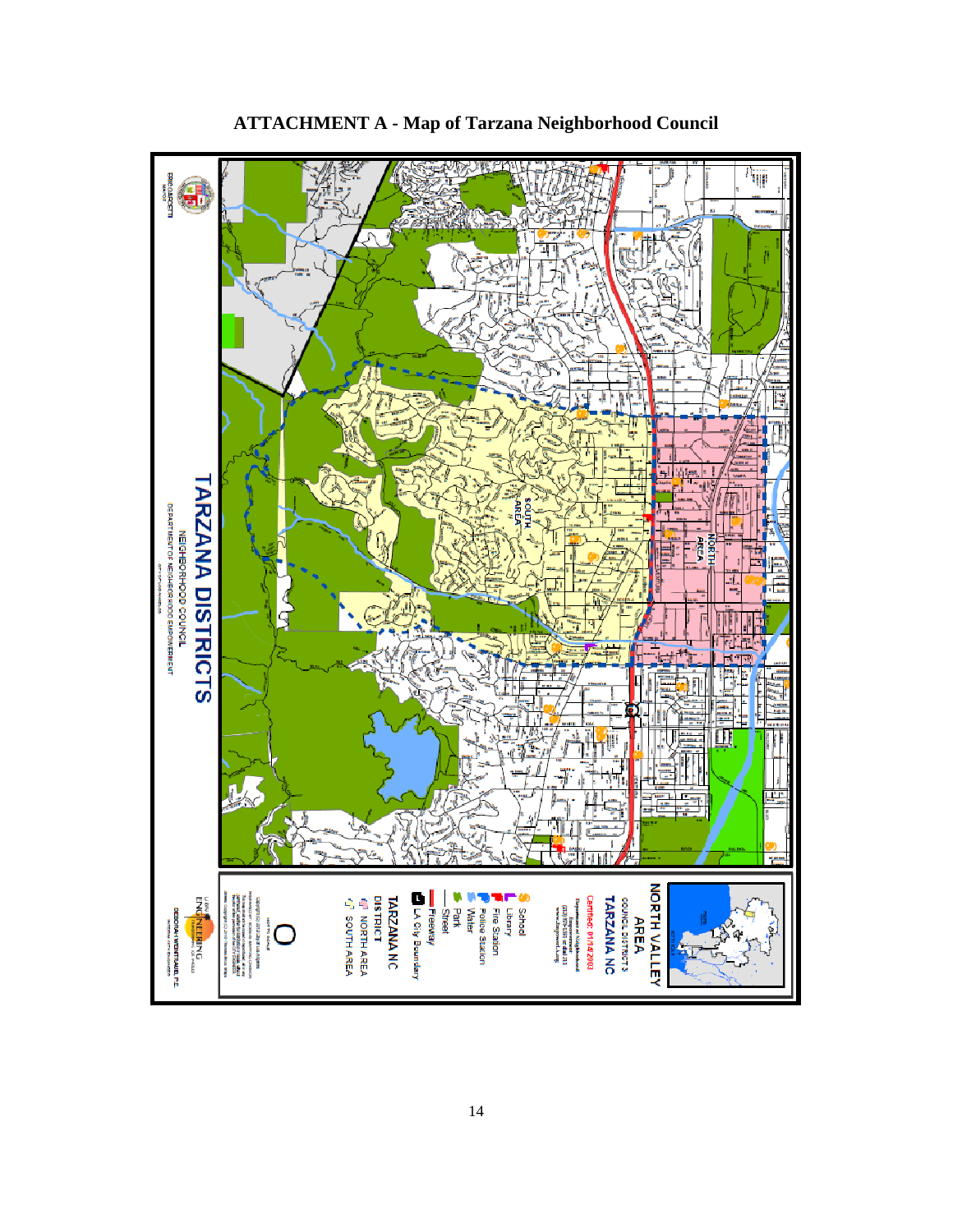# ATTACHMENT A - Map of Tarzana Neighborhood Council

TARZANA DISTRICTS

NEIGHBORHOOD COUNCIL

DEPARTMENT OF NEIGHBORHOOD EMPOWERMENT

SOUTH AREA

NORTH AREA

NORTH VALLEY AREA

COUNCIL DISTRICT 3

TARZANA NC

Certified: 01/14/2003

School
Library
Fire Station
Police Station
Water
Park
Street
Freeway
LA City Boundary

TARZANA NC DISTRICT
NORTH AREA
SOUTH AREA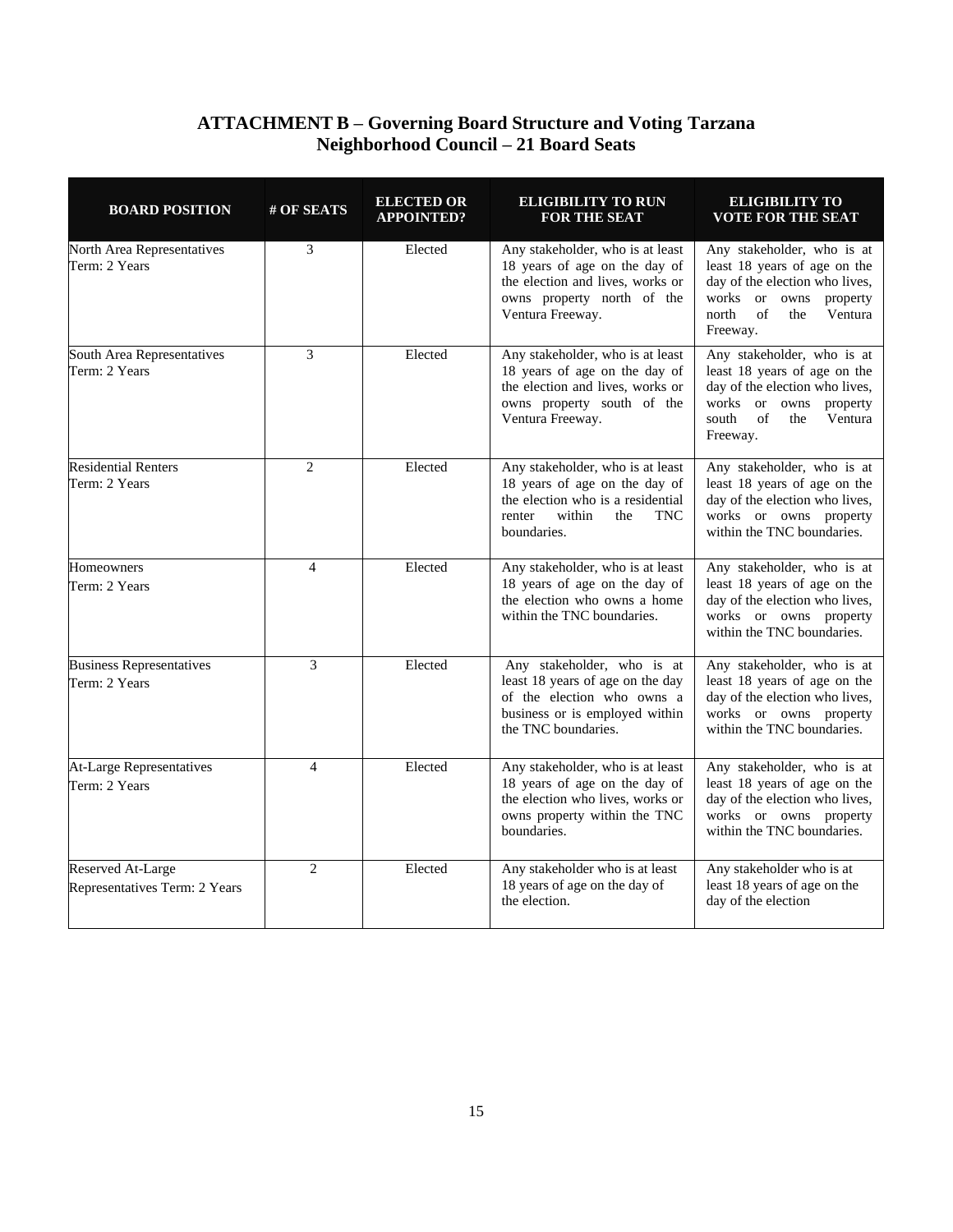# ATTACHMENT B – Governing Board Structure and Voting Tarzana Neighborhood Council – 21 Board Seats

| BOARD POSITION | # OF SEATS | ELECTED OR APPOINTED? | ELIGIBILITY TO RUN FOR THE SEAT | ELIGIBILITY TO VOTE FOR THE SEAT |
|---|---|---|---|---|
| North Area Representatives Term: 2 Years | 3 | Elected | Any stakeholder, who is at least 18 years of age on the day of the election and lives, works or owns property north of the Ventura Freeway. | Any stakeholder, who is at least 18 years of age on the day of the election who lives, works or owns property north of the Ventura Freeway. |
| South Area Representatives Term: 2 Years | 3 | Elected | Any stakeholder, who is at least 18 years of age on the day of the election and lives, works or owns property south of the Ventura Freeway. | Any stakeholder, who is at least 18 years of age on the day of the election who lives, works or owns property south of the Ventura Freeway. |
| Residential Renters Term: 2 Years | 2 | Elected | Any stakeholder, who is at least 18 years of age on the day of the election who is a residential renter within the TNC boundaries. | Any stakeholder, who is at least 18 years of age on the day of the election who lives, works or owns property within the TNC boundaries. |
| Homeowners Term: 2 Years | 4 | Elected | Any stakeholder, who is at least 18 years of age on the day of the election who owns a home within the TNC boundaries. | Any stakeholder, who is at least 18 years of age on the day of the election who lives, works or owns property within the TNC boundaries. |
| Business Representatives Term: 2 Years | 3 | Elected | Any stakeholder, who is at least 18 years of age on the day of the election who owns a business or is employed within the TNC boundaries. | Any stakeholder, who is at least 18 years of age on the day of the election who lives, works or owns property within the TNC boundaries. |
| At-Large Representatives Term: 2 Years | 4 | Elected | Any stakeholder, who is at least 18 years of age on the day of the election who lives, works or owns property within the TNC boundaries. | Any stakeholder, who is at least 18 years of age on the day of the election who lives, works or owns property within the TNC boundaries. |
| Reserved At-Large Representatives Term: 2 Years | 2 | Elected | Any stakeholder who is at least 18 years of age on the day of the election. | Any stakeholder who is at least 18 years of age on the day of the election |